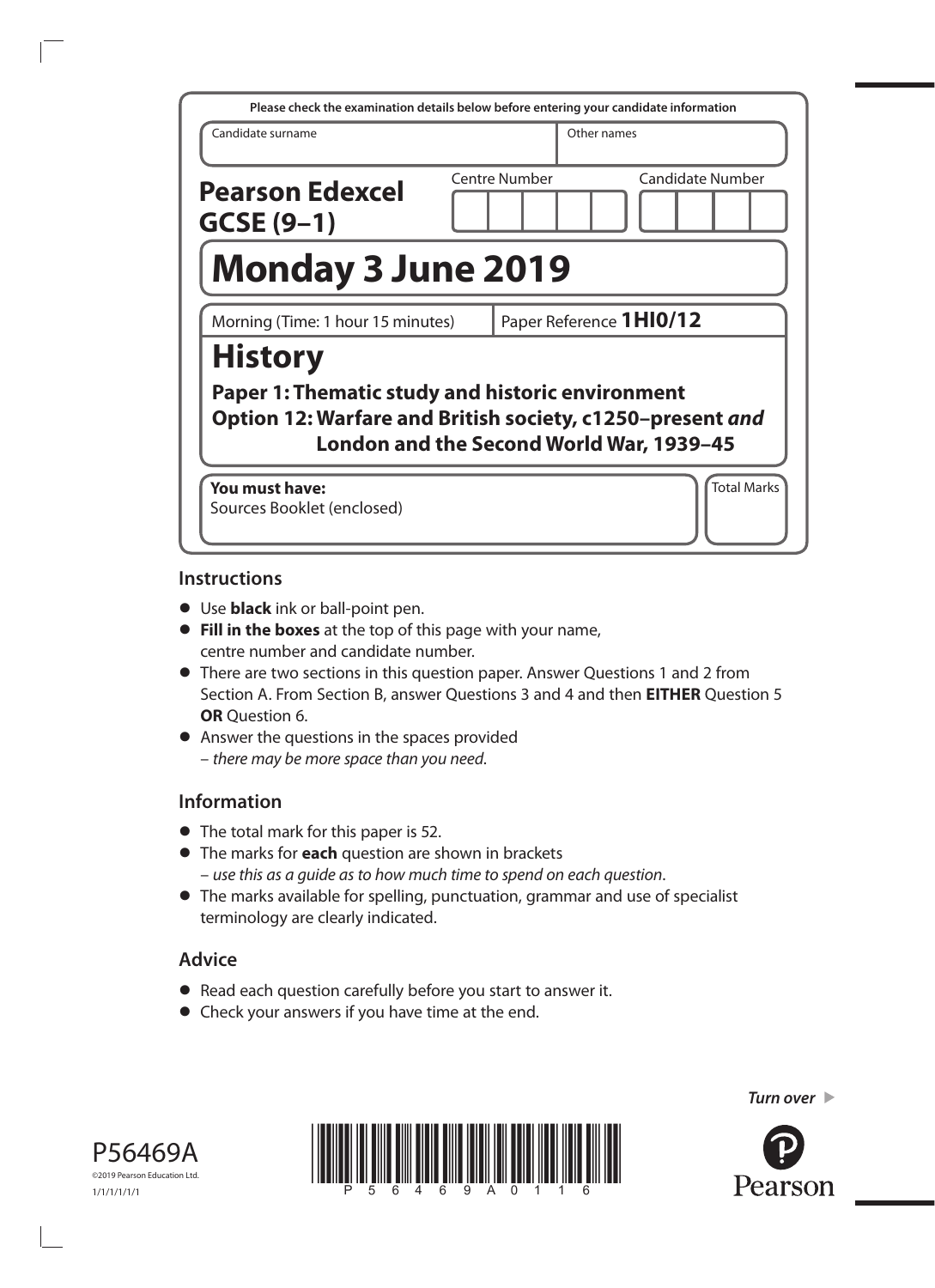Please check the examination details below before entering your candidate information

| Candidate surname | Other names |
| --- | --- |
| | |

**Pearson Edexel GCSE (9–1)**

Centre Number | Candidate Number

# Monday 3 June 2019

Morning (Time: 1 hour 15 minutes) | Paper Reference **1HI0/12**

# History

**Paper 1: Thematic study and historic environment**
**Option 12: Warfare and British society, c1250–present *and* London and the Second World War, 1939–45**

**You must have:**
Sources Booklet (enclosed)

Total Marks

## Instructions

- Use **black** ink or ball-point pen.
- **Fill in the boxes** at the top of this page with your name, centre number and candidate number.
- There are two sections in this question paper. Answer Questions 1 and 2 from Section A. From Section B, answer Questions 3 and 4 and then **EITHER** Question 5 **OR** Question 6.
- Answer the questions in the spaces provided
  – *there may be more space than you need*.

## Information

- The total mark for this paper is 52.
- The marks for **each** question are shown in brackets
  – *use this as a guide as to how much time to spend on each question*.
- The marks available for spelling, punctuation, grammar and use of specialist terminology are clearly indicated.

## Advice

- Read each question carefully before you start to answer it.
- Check your answers if you have time at the end.

*Turn over* ►

P56469A
©2019 Pearson Education Ltd.
1/1/1/1/1/1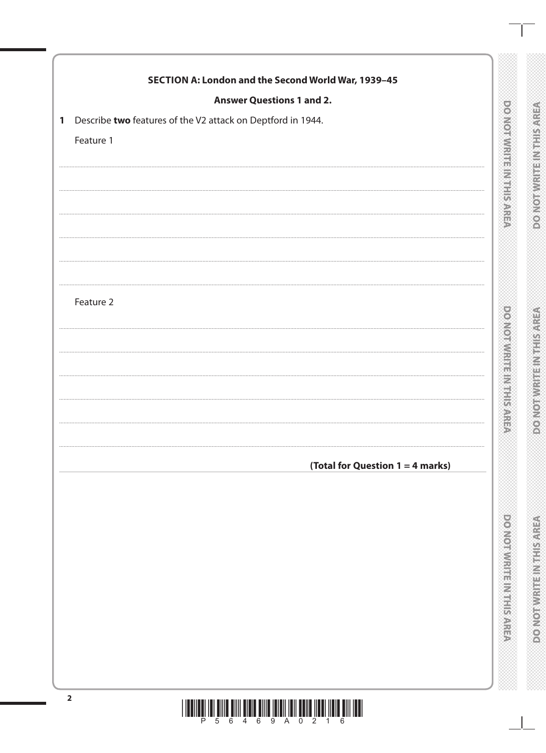## SECTION A: London and the Second World War, 1939–45

**Answer Questions 1 and 2.**

**1** Describe **two** features of the V2 attack on Deptford in 1944.

Feature 1

Feature 2

**(Total for Question 1 = 4 marks)**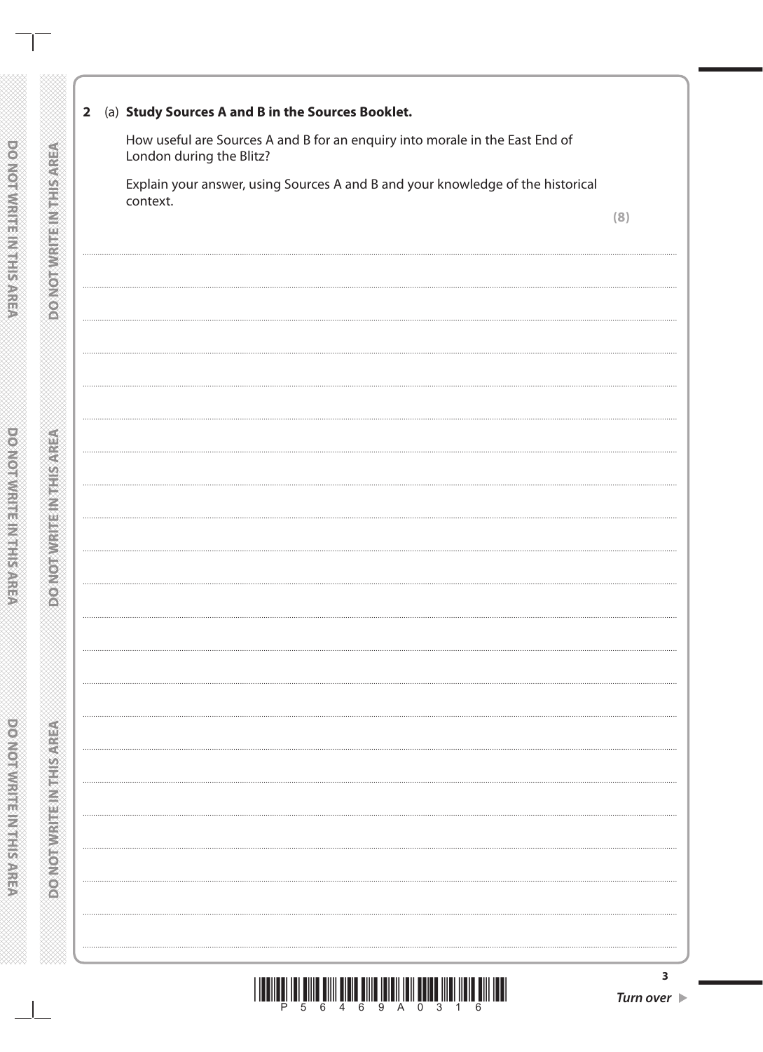**2** (a) **Study Sources A and B in the Sources Booklet.**

How useful are Sources A and B for an enquiry into morale in the East End of London during the Blitz?

Explain your answer, using Sources A and B and your knowledge of the historical context.

**(8)**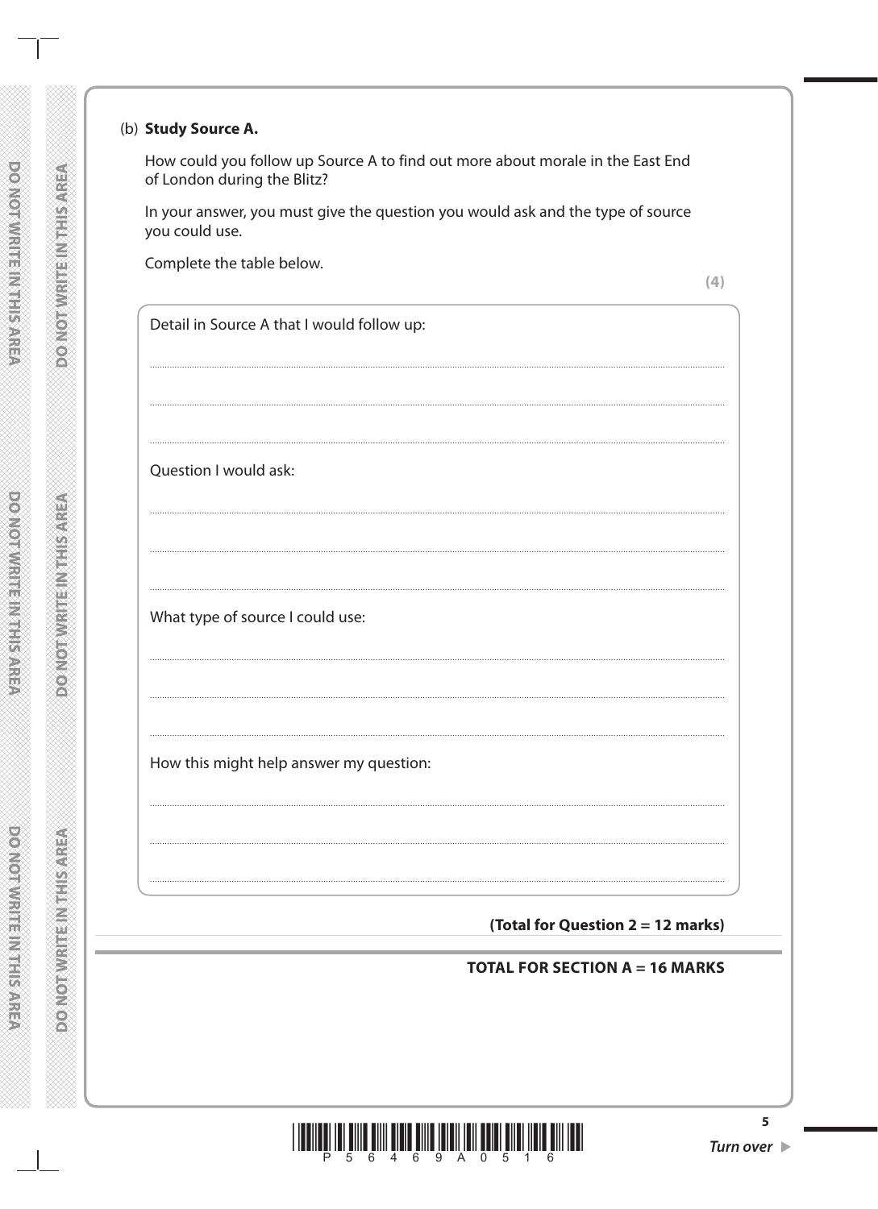(b) **Study Source A.**

How could you follow up Source A to find out more about morale in the East End of London during the Blitz?

In your answer, you must give the question you would ask and the type of source you could use.

Complete the table below.

**(4)**

Detail in Source A that I would follow up:

.......................................................................................................................................................

.......................................................................................................................................................

.......................................................................................................................................................

Question I would ask:

.......................................................................................................................................................

.......................................................................................................................................................

.......................................................................................................................................................

What type of source I could use:

.......................................................................................................................................................

.......................................................................................................................................................

.......................................................................................................................................................

How this might help answer my question:

.......................................................................................................................................................

.......................................................................................................................................................

.......................................................................................................................................................

**(Total for Question 2 = 12 marks)**

**TOTAL FOR SECTION A = 16 MARKS**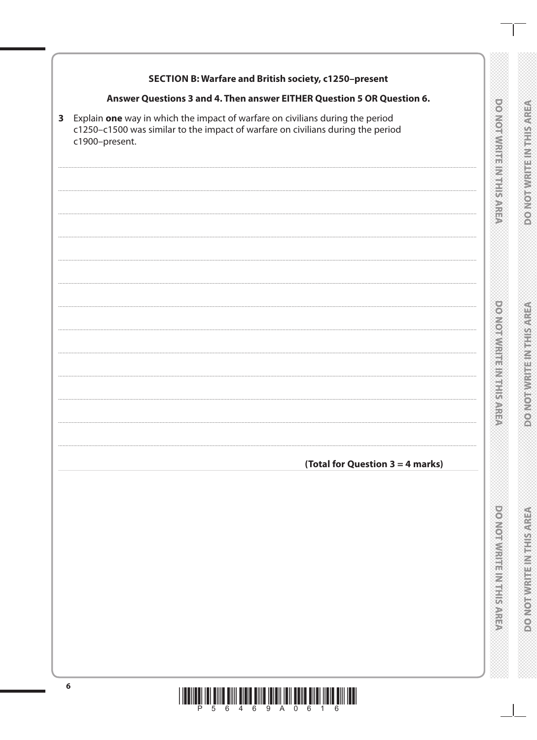## SECTION B: Warfare and British society, c1250–present

**Answer Questions 3 and 4. Then answer EITHER Question 5 OR Question 6.**

**3** Explain **one** way in which the impact of warfare on civilians during the period c1250–c1500 was similar to the impact of warfare on civilians during the period c1900–present.

**(Total for Question 3 = 4 marks)**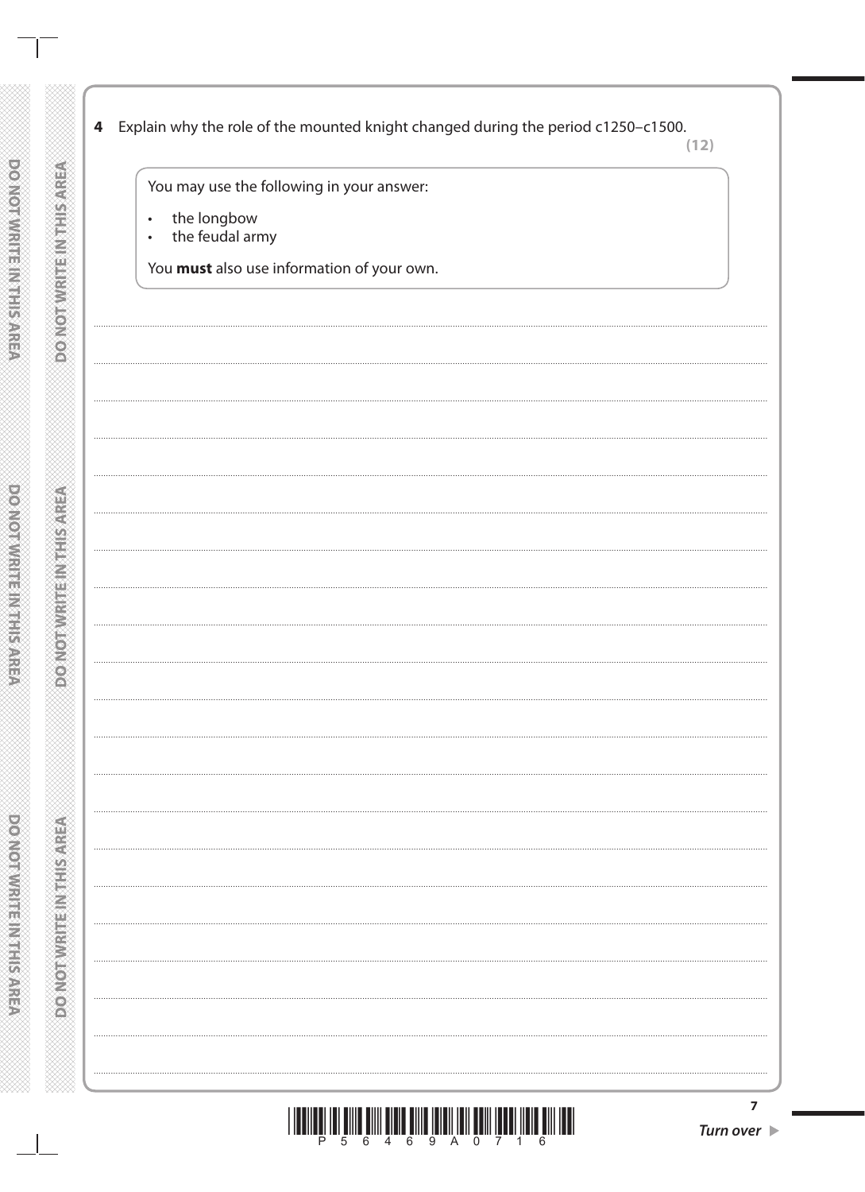**4** Explain why the role of the mounted knight changed during the period c1250–c1500.

**(12)**

> You may use the following in your answer:
>
> - the longbow
> - the feudal army
>
> You **must** also use information of your own.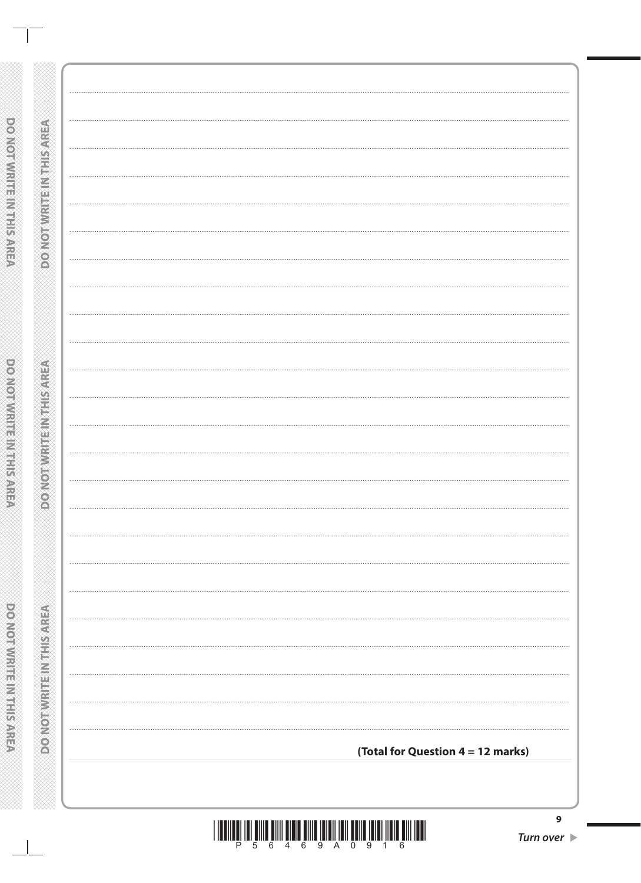**(Total for Question 4 = 12 marks)**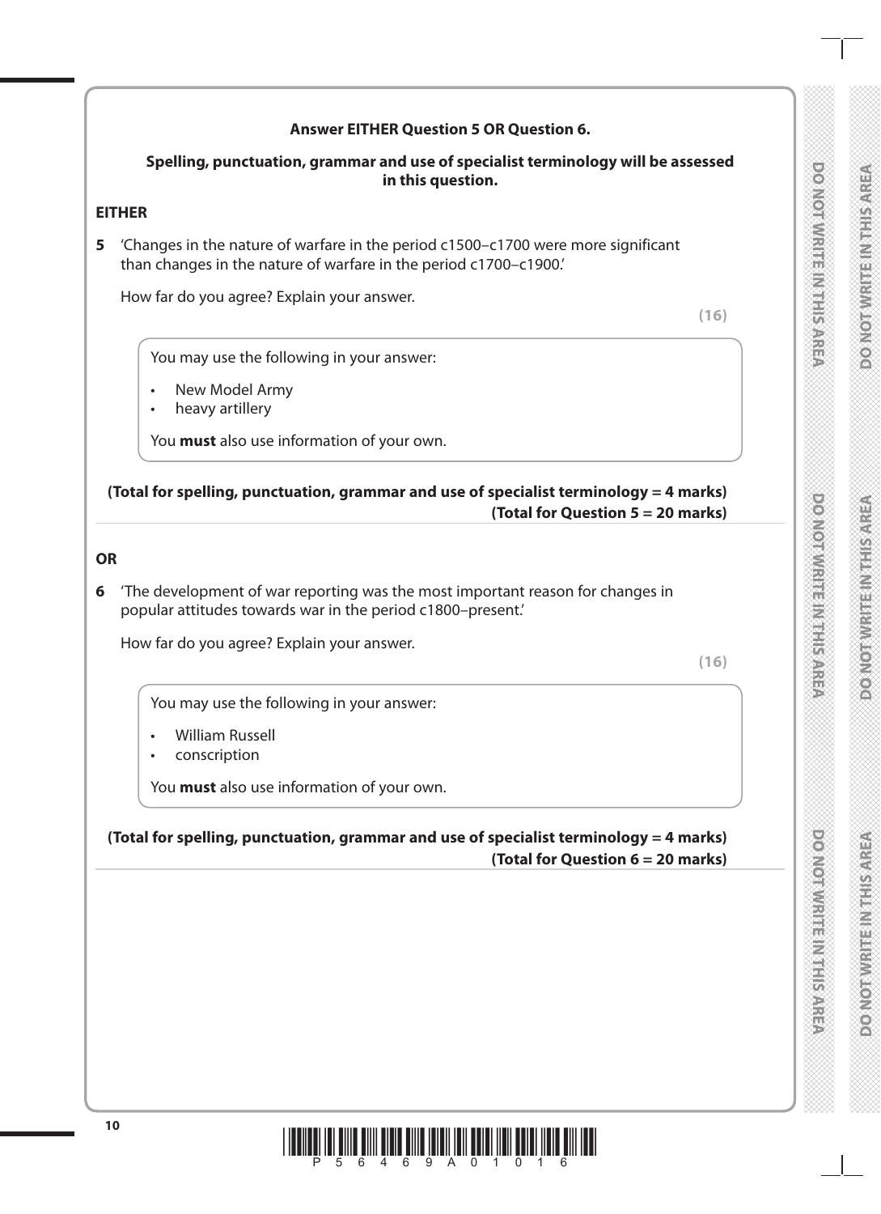**Answer EITHER Question 5 OR Question 6.**

**Spelling, punctuation, grammar and use of specialist terminology will be assessed in this question.**

**EITHER**

**5** 'Changes in the nature of warfare in the period c1500–c1700 were more significant than changes in the nature of warfare in the period c1700–c1900.'

How far do you agree? Explain your answer.

**(16)**

You may use the following in your answer:

- New Model Army
- heavy artillery

You **must** also use information of your own.

**(Total for spelling, punctuation, grammar and use of specialist terminology = 4 marks)**
**(Total for Question 5 = 20 marks)**

**OR**

**6** 'The development of war reporting was the most important reason for changes in popular attitudes towards war in the period c1800–present.'

How far do you agree? Explain your answer.

**(16)**

You may use the following in your answer:

- William Russell
- conscription

You **must** also use information of your own.

**(Total for spelling, punctuation, grammar and use of specialist terminology = 4 marks)**
**(Total for Question 6 = 20 marks)**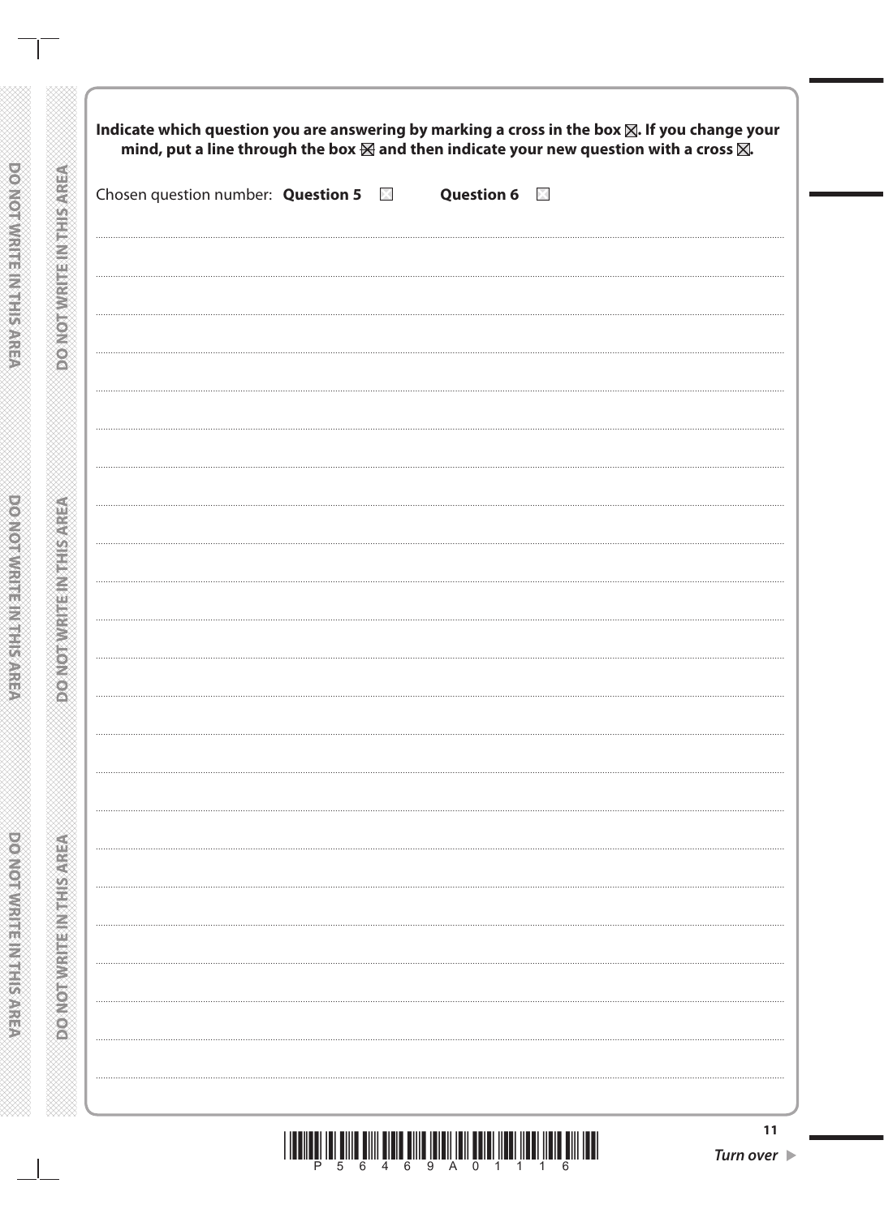**Indicate which question you are answering by marking a cross in the box ☒. If you change your mind, put a line through the box ☒ and then indicate your new question with a cross ☒.**

Chosen question number: **Question 5** ☐ **Question 6** ☐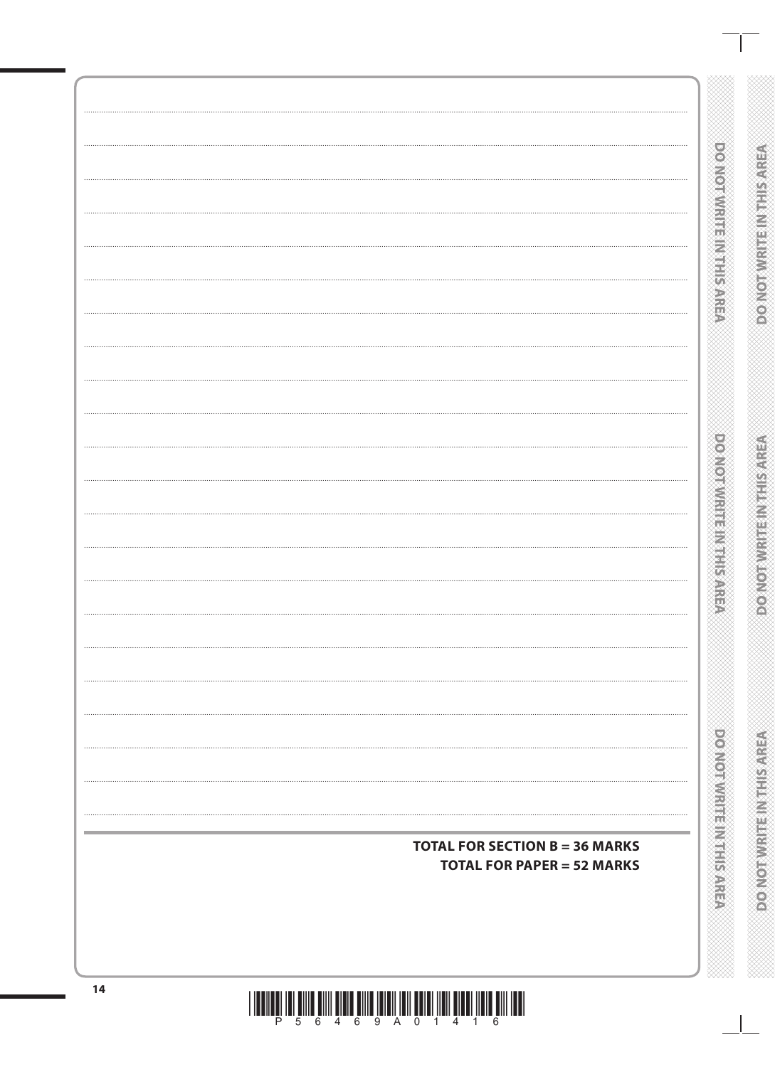**TOTAL FOR SECTION B = 36 MARKS**

**TOTAL FOR PAPER = 52 MARKS**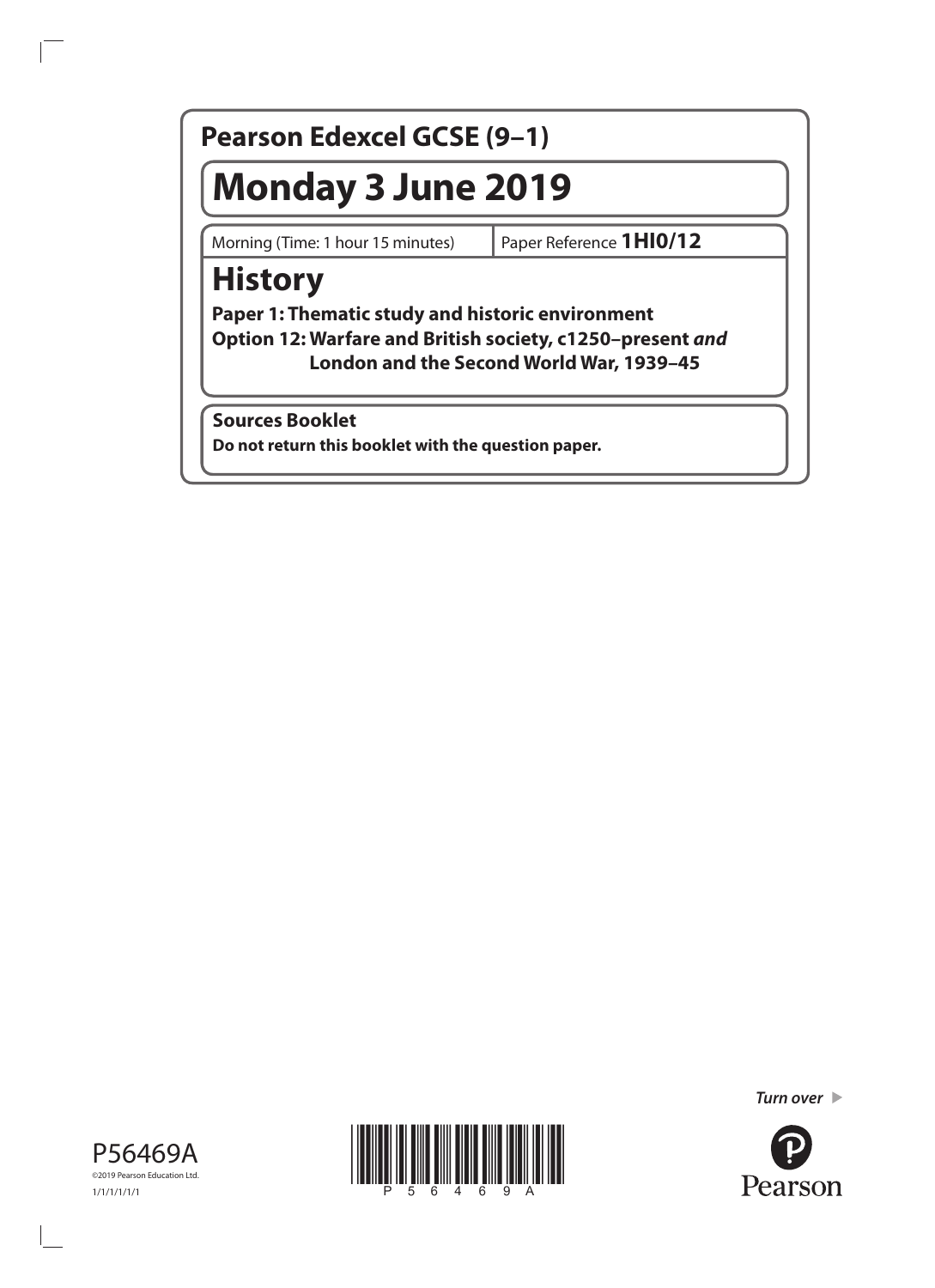# Pearson Edexcel GCSE (9–1)

# Monday 3 June 2019

Morning (Time: 1 hour 15 minutes) | Paper Reference **1HI0/12**

# History

**Paper 1: Thematic study and historic environment**
**Option 12: Warfare and British society, c1250–present *and* London and the Second World War, 1939–45**

**Sources Booklet**

**Do not return this booklet with the question paper.**

P56469A
©2019 Pearson Education Ltd.
1/1/1/1/1/1

*Turn over*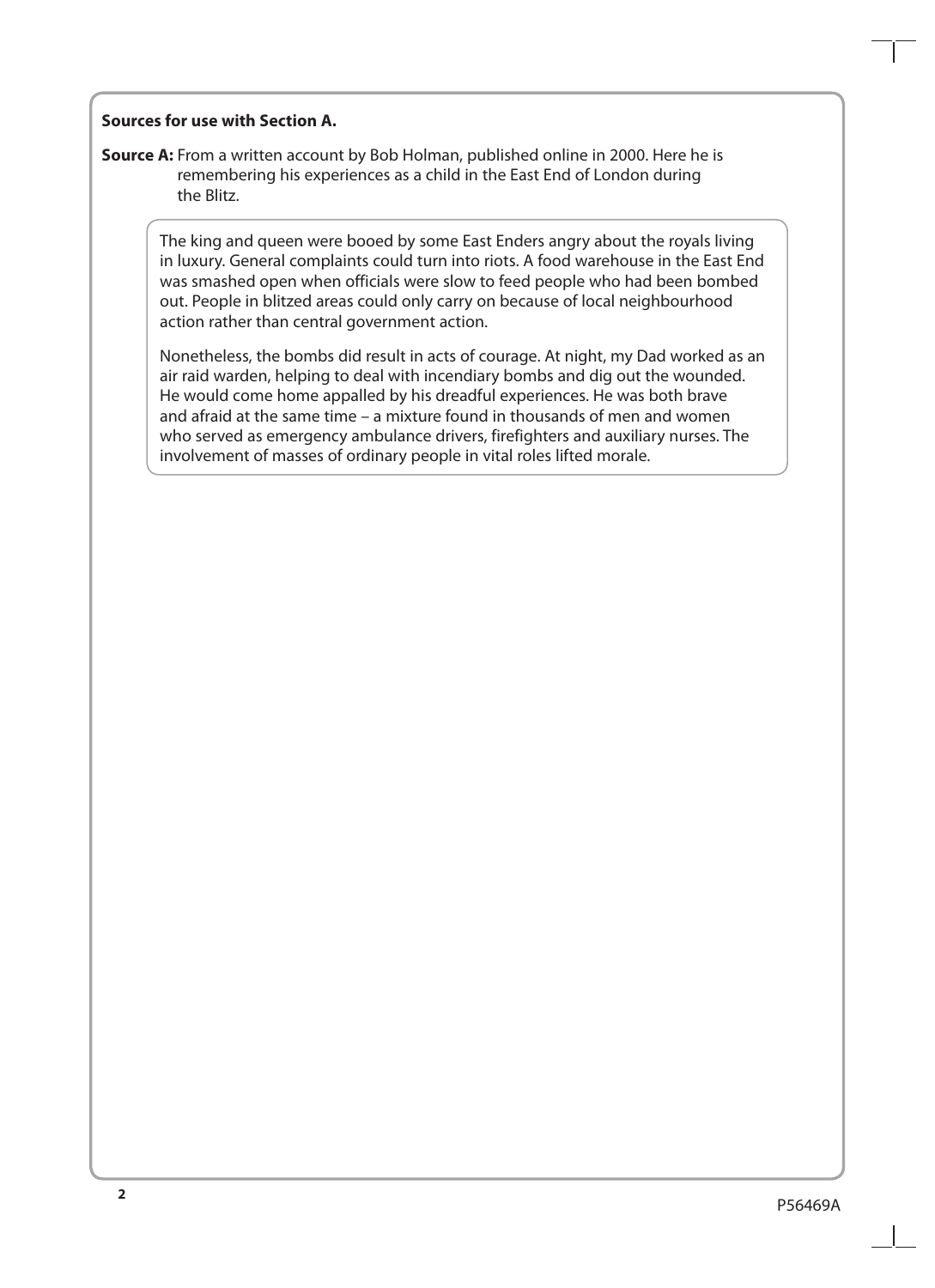**Sources for use with Section A.**

**Source A:** From a written account by Bob Holman, published online in 2000. Here he is remembering his experiences as a child in the East End of London during the Blitz.

> The king and queen were booed by some East Enders angry about the royals living in luxury. General complaints could turn into riots. A food warehouse in the East End was smashed open when officials were slow to feed people who had been bombed out. People in blitzed areas could only carry on because of local neighbourhood action rather than central government action.
>
> Nonetheless, the bombs did result in acts of courage. At night, my Dad worked as an air raid warden, helping to deal with incendiary bombs and dig out the wounded. He would come home appalled by his dreadful experiences. He was both brave and afraid at the same time – a mixture found in thousands of men and women who served as emergency ambulance drivers, firefighters and auxiliary nurses. The involvement of masses of ordinary people in vital roles lifted morale.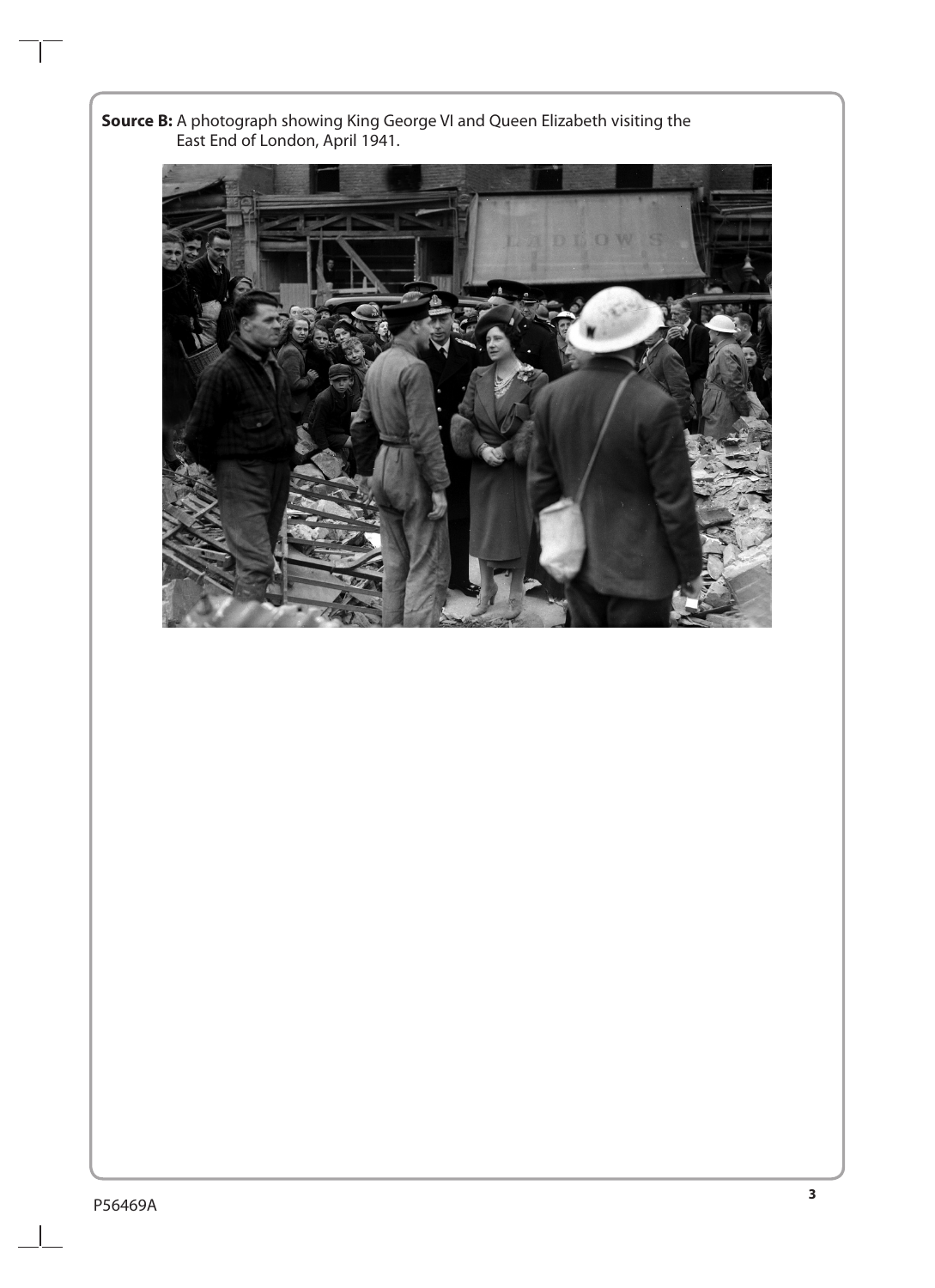**Source B:** A photograph showing King George VI and Queen Elizabeth visiting the East End of London, April 1941.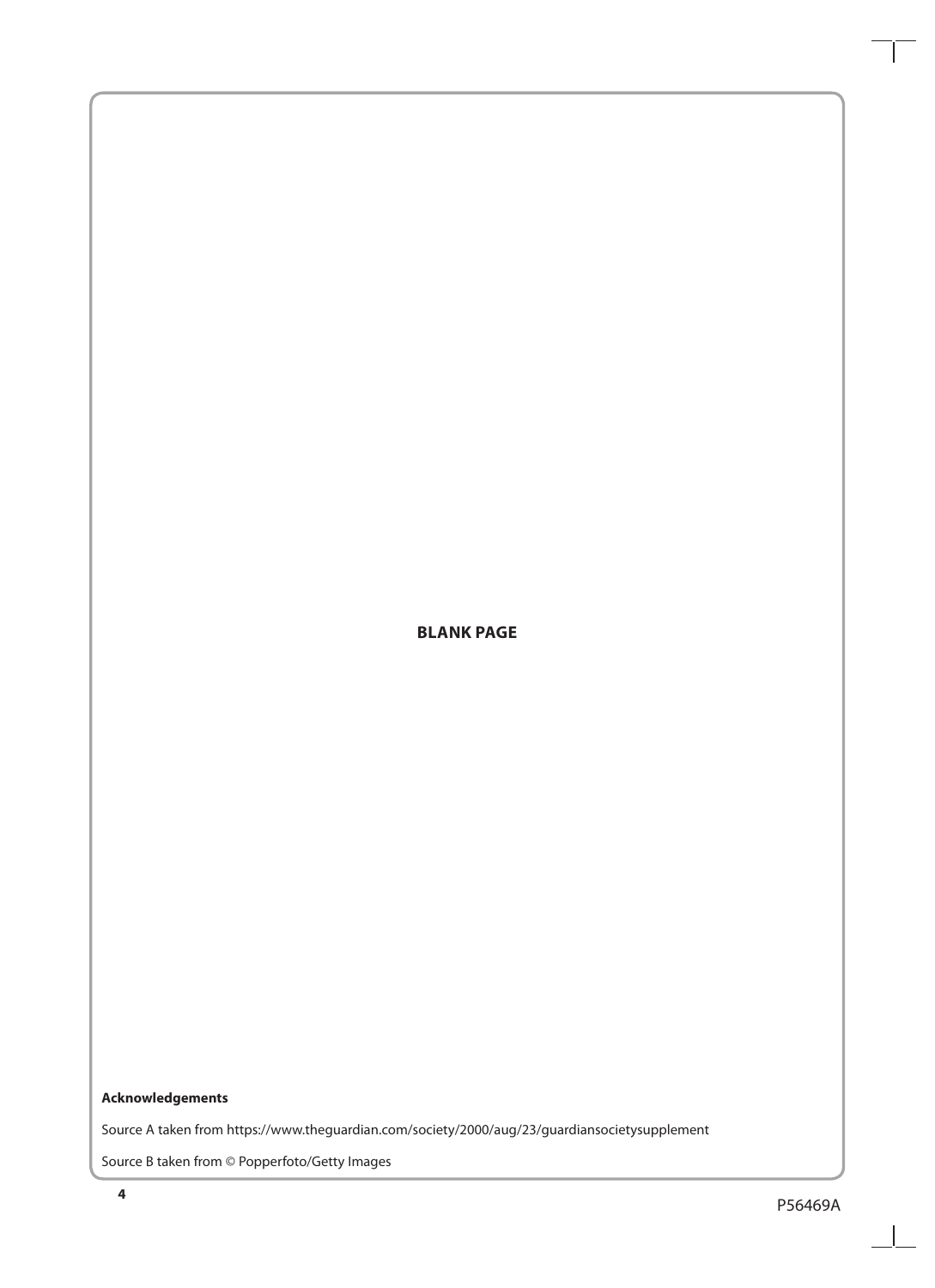**BLANK PAGE**

**Acknowledgements**

Source A taken from https://www.theguardian.com/society/2000/aug/23/guardiansocietysupplement

Source B taken from © Popperfoto/Getty Images